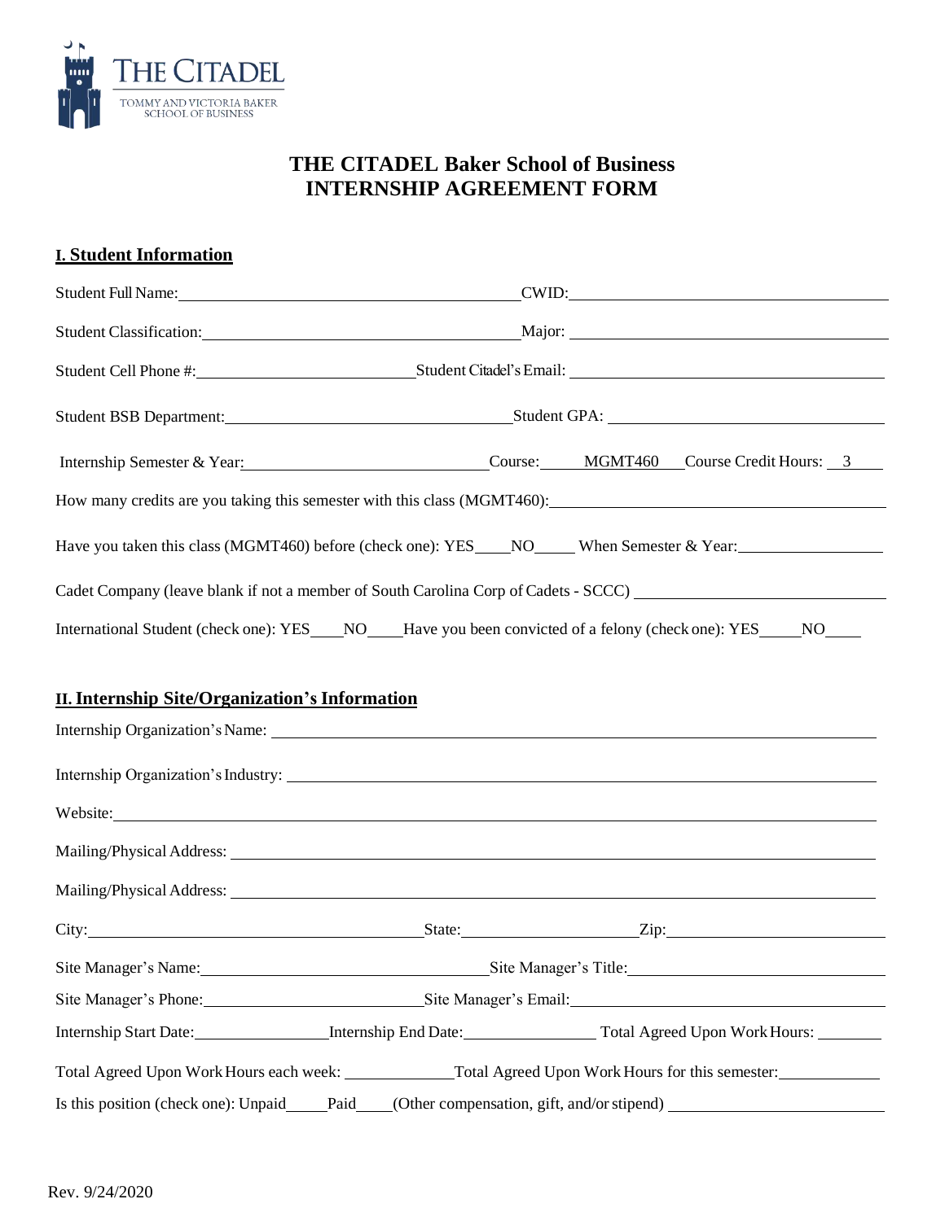THE CITADEL
TOMMY AND VICTORIA BAKER SCHOOL OF BUSINESS

# THE CITADEL Baker School of Business
# INTERNSHIP AGREEMENT FORM

## I. Student Information

Student Full Name: ______________________________ CWID: ______________________________

Student Classification: ______________________________ Major: ______________________________

Student Cell Phone #: ____________________ Student Citadel's Email: ______________________________

Student BSB Department: ______________________________ Student GPA: ______________________________

Internship Semester & Year: ____________________ Course: MGMT460 Course Credit Hours: 3

How many credits are you taking this semester with this class (MGMT460): ______________________________

Have you taken this class (MGMT460) before (check one): YES____NO_____ When Semester & Year: ______________

Cadet Company (leave blank if not a member of South Carolina Corp of Cadets - SCCC) ______________________________

International Student (check one): YES____NO____ Have you been convicted of a felony (check one): YES_____NO____

## II. Internship Site/Organization's Information

Internship Organization's Name: ______________________________

Internship Organization's Industry: ______________________________

Website: ______________________________

Mailing/Physical Address: ______________________________

Mailing/Physical Address: ______________________________

City: ____________________ State: ______________ Zip: ______________

Site Manager's Name: ______________________________ Site Manager's Title: ______________________________

Site Manager's Phone: ____________________ Site Manager's Email: ______________________________

Internship Start Date: ______________ Internship End Date: ______________ Total Agreed Upon Work Hours: ________

Total Agreed Upon Work Hours each week: ____________ Total Agreed Upon Work Hours for this semester: ____________

Is this position (check one): Unpaid_____Paid____(Other compensation, gift, and/or stipend) ______________________________

Rev. 9/24/2020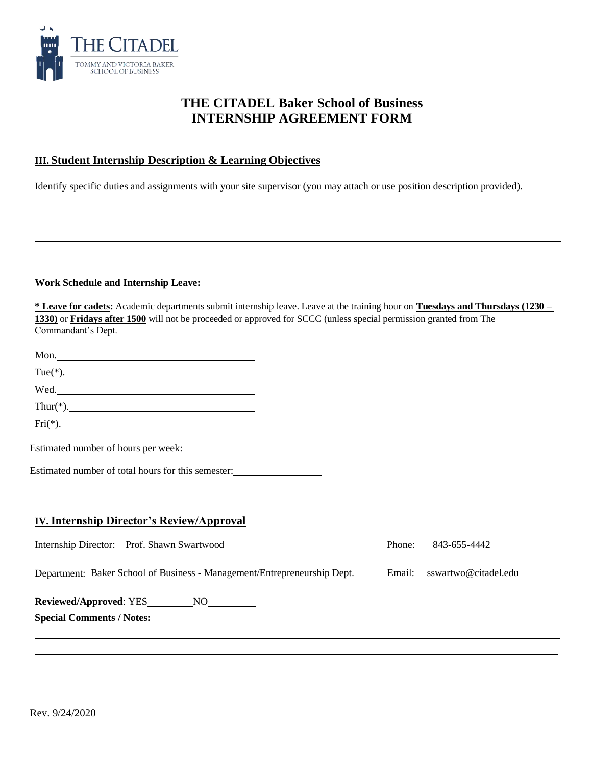# THE CITADEL Baker School of Business
# INTERNSHIP AGREEMENT FORM

## III. Student Internship Description & Learning Objectives

Identify specific duties and assignments with your site supervisor (you may attach or use position description provided).

______________________________________________________________________________

______________________________________________________________________________

______________________________________________________________________________

______________________________________________________________________________

**Work Schedule and Internship Leave:**

**\* Leave for cadets:** Academic departments submit internship leave. Leave at the training hour on **Tuesdays and Thursdays (1230 – 1330)** or **Fridays after 1500** will not be proceeded or approved for SCCC (unless special permission granted from The Commandant's Dept.

Mon.______________________________________

Tue(*).____________________________________

Wed.______________________________________

Thur(*).___________________________________

Fri(*).____________________________________

Estimated number of hours per week:___________________________

Estimated number of total hours for this semester:________________

## IV. Internship Director's Review/Approval

Internship Director: Prof. Shawn Swartwood Phone: 843-655-4442

Department: Baker School of Business - Management/Entrepreneurship Dept. Email: sswartwo@citadel.edu

**Reviewed/Approved**: YES_________ NO_________

**Special Comments / Notes:** ________________________________________________

______________________________________________________________________________

______________________________________________________________________________

Rev. 9/24/2020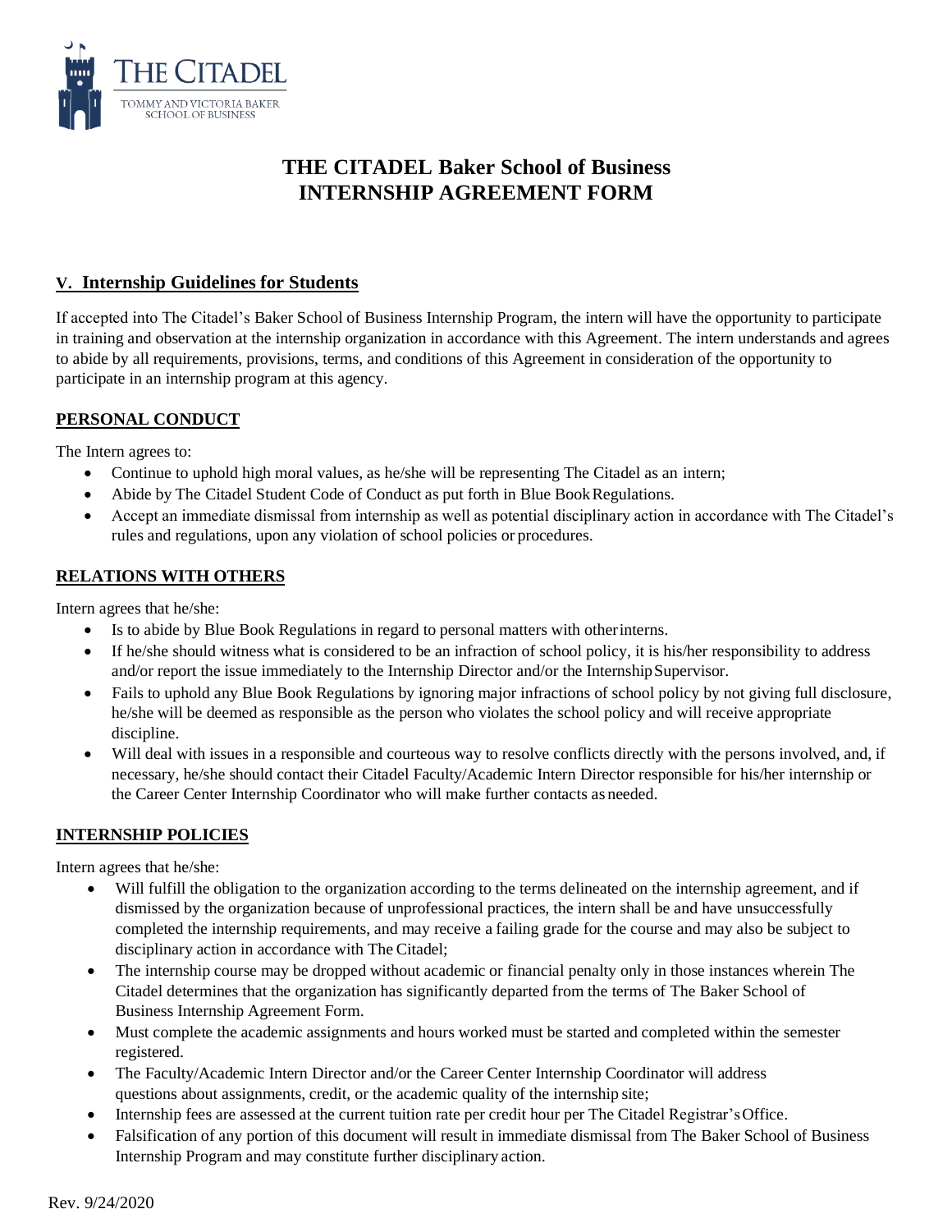# THE CITADEL Baker School of Business INTERNSHIP AGREEMENT FORM

## V. Internship Guidelines for Students

If accepted into The Citadel's Baker School of Business Internship Program, the intern will have the opportunity to participate in training and observation at the internship organization in accordance with this Agreement. The intern understands and agrees to abide by all requirements, provisions, terms, and conditions of this Agreement in consideration of the opportunity to participate in an internship program at this agency.

### PERSONAL CONDUCT

The Intern agrees to:

- Continue to uphold high moral values, as he/she will be representing The Citadel as an intern;
- Abide by The Citadel Student Code of Conduct as put forth in Blue Book Regulations.
- Accept an immediate dismissal from internship as well as potential disciplinary action in accordance with The Citadel's rules and regulations, upon any violation of school policies or procedures.

### RELATIONS WITH OTHERS

Intern agrees that he/she:

- Is to abide by Blue Book Regulations in regard to personal matters with other interns.
- If he/she should witness what is considered to be an infraction of school policy, it is his/her responsibility to address and/or report the issue immediately to the Internship Director and/or the Internship Supervisor.
- Fails to uphold any Blue Book Regulations by ignoring major infractions of school policy by not giving full disclosure, he/she will be deemed as responsible as the person who violates the school policy and will receive appropriate discipline.
- Will deal with issues in a responsible and courteous way to resolve conflicts directly with the persons involved, and, if necessary, he/she should contact their Citadel Faculty/Academic Intern Director responsible for his/her internship or the Career Center Internship Coordinator who will make further contacts as needed.

### INTERNSHIP POLICIES

Intern agrees that he/she:

- Will fulfill the obligation to the organization according to the terms delineated on the internship agreement, and if dismissed by the organization because of unprofessional practices, the intern shall be and have unsuccessfully completed the internship requirements, and may receive a failing grade for the course and may also be subject to disciplinary action in accordance with The Citadel;
- The internship course may be dropped without academic or financial penalty only in those instances wherein The Citadel determines that the organization has significantly departed from the terms of The Baker School of Business Internship Agreement Form.
- Must complete the academic assignments and hours worked must be started and completed within the semester registered.
- The Faculty/Academic Intern Director and/or the Career Center Internship Coordinator will address questions about assignments, credit, or the academic quality of the internship site;
- Internship fees are assessed at the current tuition rate per credit hour per The Citadel Registrar's Office.
- Falsification of any portion of this document will result in immediate dismissal from The Baker School of Business Internship Program and may constitute further disciplinary action.

Rev. 9/24/2020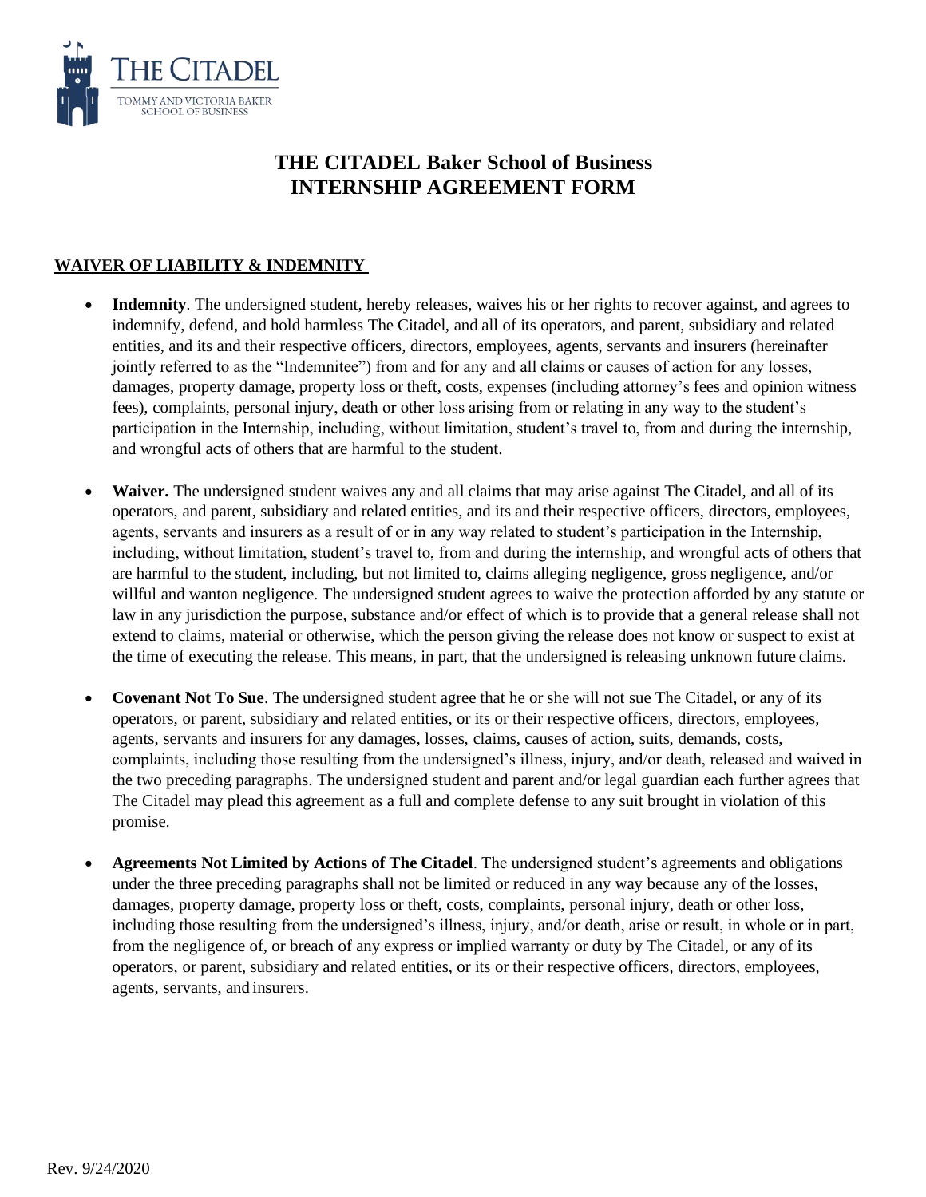# THE CITADEL Baker School of Business
# INTERNSHIP AGREEMENT FORM

## WAIVER OF LIABILITY & INDEMNITY

- **Indemnity**. The undersigned student, hereby releases, waives his or her rights to recover against, and agrees to indemnify, defend, and hold harmless The Citadel, and all of its operators, and parent, subsidiary and related entities, and its and their respective officers, directors, employees, agents, servants and insurers (hereinafter jointly referred to as the "Indemnitee") from and for any and all claims or causes of action for any losses, damages, property damage, property loss or theft, costs, expenses (including attorney's fees and opinion witness fees), complaints, personal injury, death or other loss arising from or relating in any way to the student's participation in the Internship, including, without limitation, student's travel to, from and during the internship, and wrongful acts of others that are harmful to the student.

- **Waiver.** The undersigned student waives any and all claims that may arise against The Citadel, and all of its operators, and parent, subsidiary and related entities, and its and their respective officers, directors, employees, agents, servants and insurers as a result of or in any way related to student's participation in the Internship, including, without limitation, student's travel to, from and during the internship, and wrongful acts of others that are harmful to the student, including, but not limited to, claims alleging negligence, gross negligence, and/or willful and wanton negligence. The undersigned student agrees to waive the protection afforded by any statute or law in any jurisdiction the purpose, substance and/or effect of which is to provide that a general release shall not extend to claims, material or otherwise, which the person giving the release does not know or suspect to exist at the time of executing the release. This means, in part, that the undersigned is releasing unknown future claims.

- **Covenant Not To Sue**. The undersigned student agree that he or she will not sue The Citadel, or any of its operators, or parent, subsidiary and related entities, or its or their respective officers, directors, employees, agents, servants and insurers for any damages, losses, claims, causes of action, suits, demands, costs, complaints, including those resulting from the undersigned's illness, injury, and/or death, released and waived in the two preceding paragraphs. The undersigned student and parent and/or legal guardian each further agrees that The Citadel may plead this agreement as a full and complete defense to any suit brought in violation of this promise.

- **Agreements Not Limited by Actions of The Citadel**. The undersigned student's agreements and obligations under the three preceding paragraphs shall not be limited or reduced in any way because any of the losses, damages, property damage, property loss or theft, costs, complaints, personal injury, death or other loss, including those resulting from the undersigned's illness, injury, and/or death, arise or result, in whole or in part, from the negligence of, or breach of any express or implied warranty or duty by The Citadel, or any of its operators, or parent, subsidiary and related entities, or its or their respective officers, directors, employees, agents, servants, and insurers.

Rev. 9/24/2020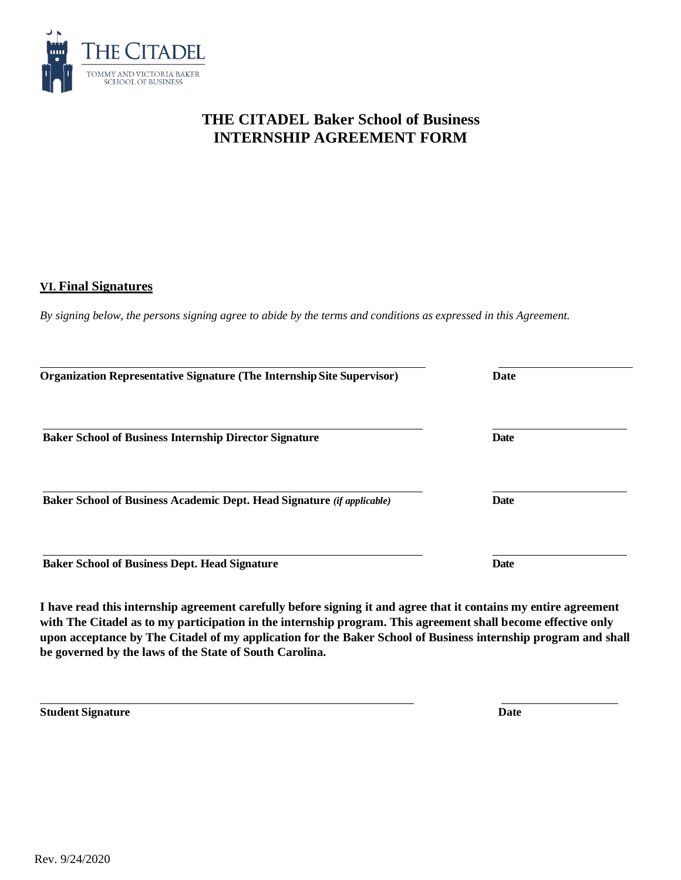# THE CITADEL Baker School of Business
# INTERNSHIP AGREEMENT FORM

## VI. Final Signatures

*By signing below, the persons signing agree to abide by the terms and conditions as expressed in this Agreement.*

| | |
|---|---|
| **Organization Representative Signature (The Internship Site Supervisor)** | **Date** |
| **Baker School of Business Internship Director Signature** | **Date** |
| **Baker School of Business Academic Dept. Head Signature** ***(if applicable)*** | **Date** |
| **Baker School of Business Dept. Head Signature** | **Date** |

**I have read this internship agreement carefully before signing it and agree that it contains my entire agreement with The Citadel as to my participation in the internship program. This agreement shall become effective only upon acceptance by The Citadel of my application for the Baker School of Business internship program and shall be governed by the laws of the State of South Carolina.**

| | |
|---|---|
| **Student Signature** | **Date** |

Rev. 9/24/2020